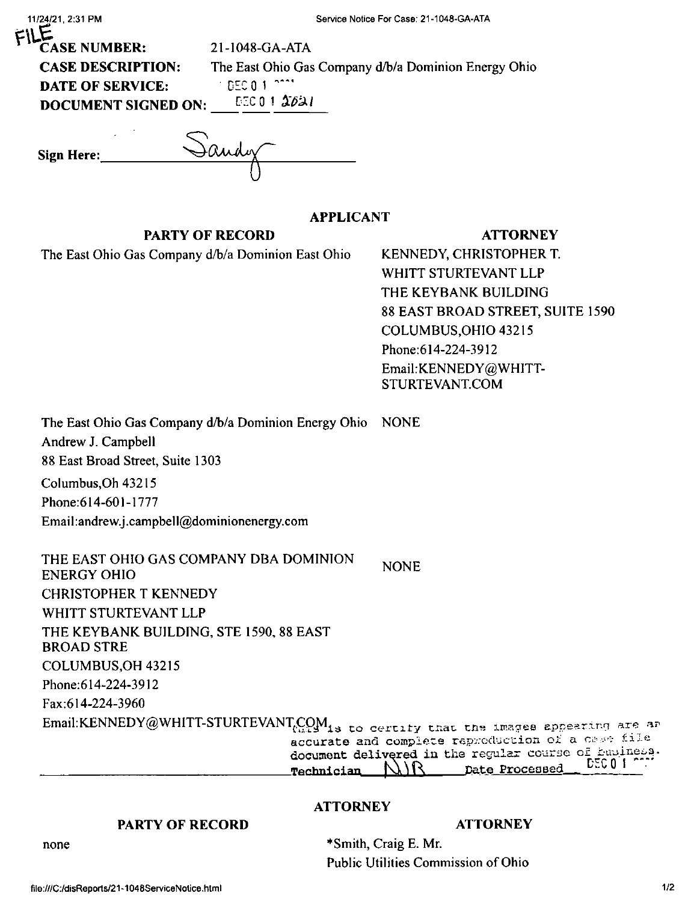FILE

**CASE NUMBER:** 21-1048-GA-ATA

**CASE DESCRIPTION:** The East Ohio Gas Company d/b/a Dominion Energy Ohio

**DATE OF SERVICE:** DEC 01 2021

**DOCUMENT SIGNED ON:** DEC 01 2021

**Sign Here:** Sandy

## APPLICANT

| PARTY OF RECORD | ATTORNEY |
|---|---|
| The East Ohio Gas Company d/b/a Dominion East Ohio | KENNEDY, CHRISTOPHER T.<br>WHITT STURTEVANT LLP<br>THE KEYBANK BUILDING<br>88 EAST BROAD STREET, SUITE 1590<br>COLUMBUS,OHIO 43215<br>Phone:614-224-3912<br>Email:KENNEDY@WHITT-STURTEVANT.COM |
| The East Ohio Gas Company d/b/a Dominion Energy Ohio<br>Andrew J. Campbell<br>88 East Broad Street, Suite 1303<br>Columbus,Oh 43215<br>Phone:614-601-1777<br>Email:andrew.j.campbell@dominionenergy.com | NONE |
| THE EAST OHIO GAS COMPANY DBA DOMINION ENERGY OHIO<br>CHRISTOPHER T KENNEDY<br>WHITT STURTEVANT LLP<br>THE KEYBANK BUILDING, STE 1590, 88 EAST BROAD STRE<br>COLUMBUS,OH 43215<br>Phone:614-224-3912<br>Fax:614-224-3960<br>Email:KENNEDY@WHITT-STURTEVANT.COM | NONE |

This is to certify that the images appearing are an accurate and complete reproduction of a case file document delivered in the regular course of business.
Technician NJR Date Processed DEC 01 2021

## ATTORNEY

| PARTY OF RECORD | ATTORNEY |
|---|---|
| none | *Smith, Craig E. Mr.<br>Public Utilities Commission of Ohio |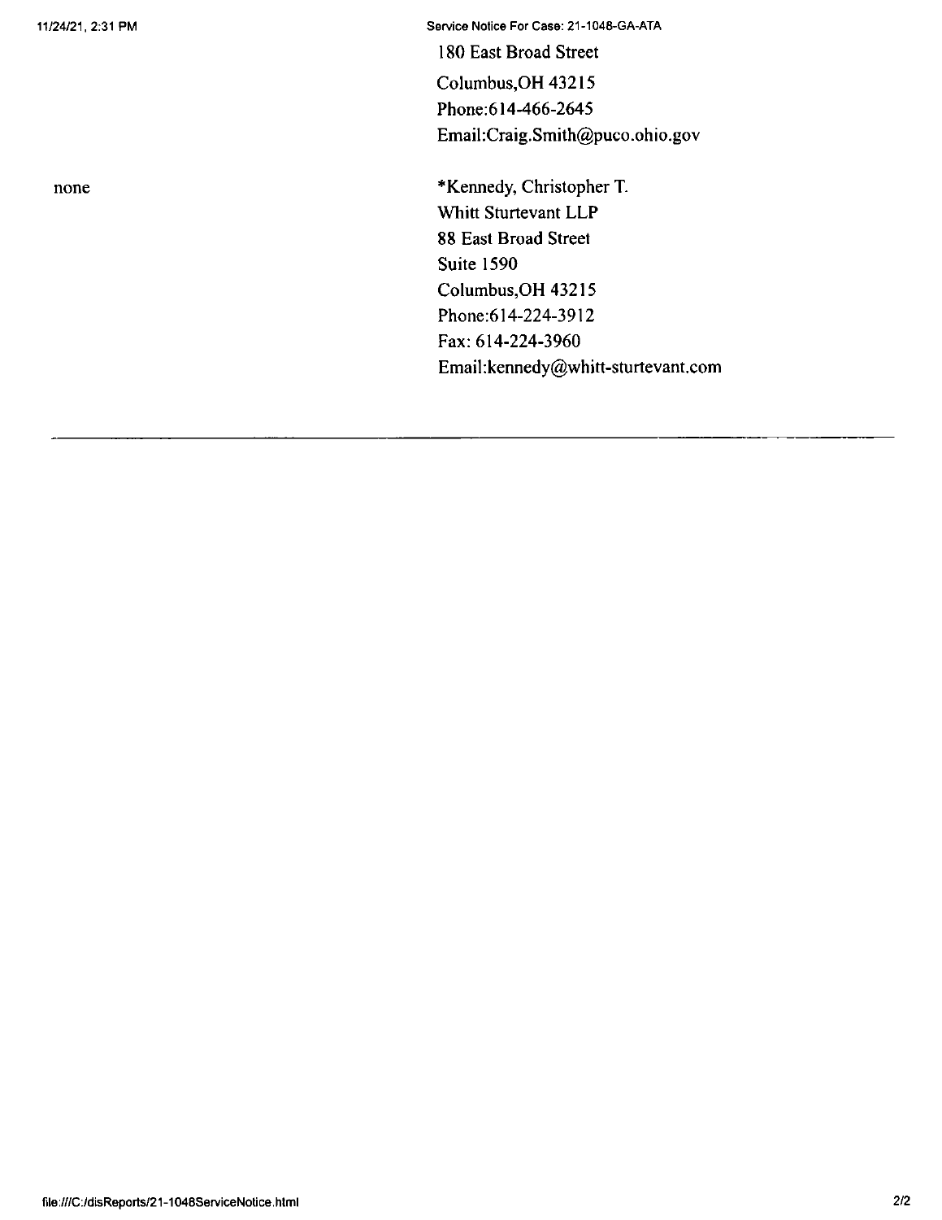180 East Broad Street
Columbus,OH 43215
Phone:614-466-2645
Email:Craig.Smith@puco.ohio.gov

| | |
|---|---|
| none | *Kennedy, Christopher T.<br>Whitt Sturtevant LLP<br>88 East Broad Street<br>Suite 1590<br>Columbus,OH 43215<br>Phone:614-224-3912<br>Fax: 614-224-3960<br>Email:kennedy@whitt-sturtevant.com |

---